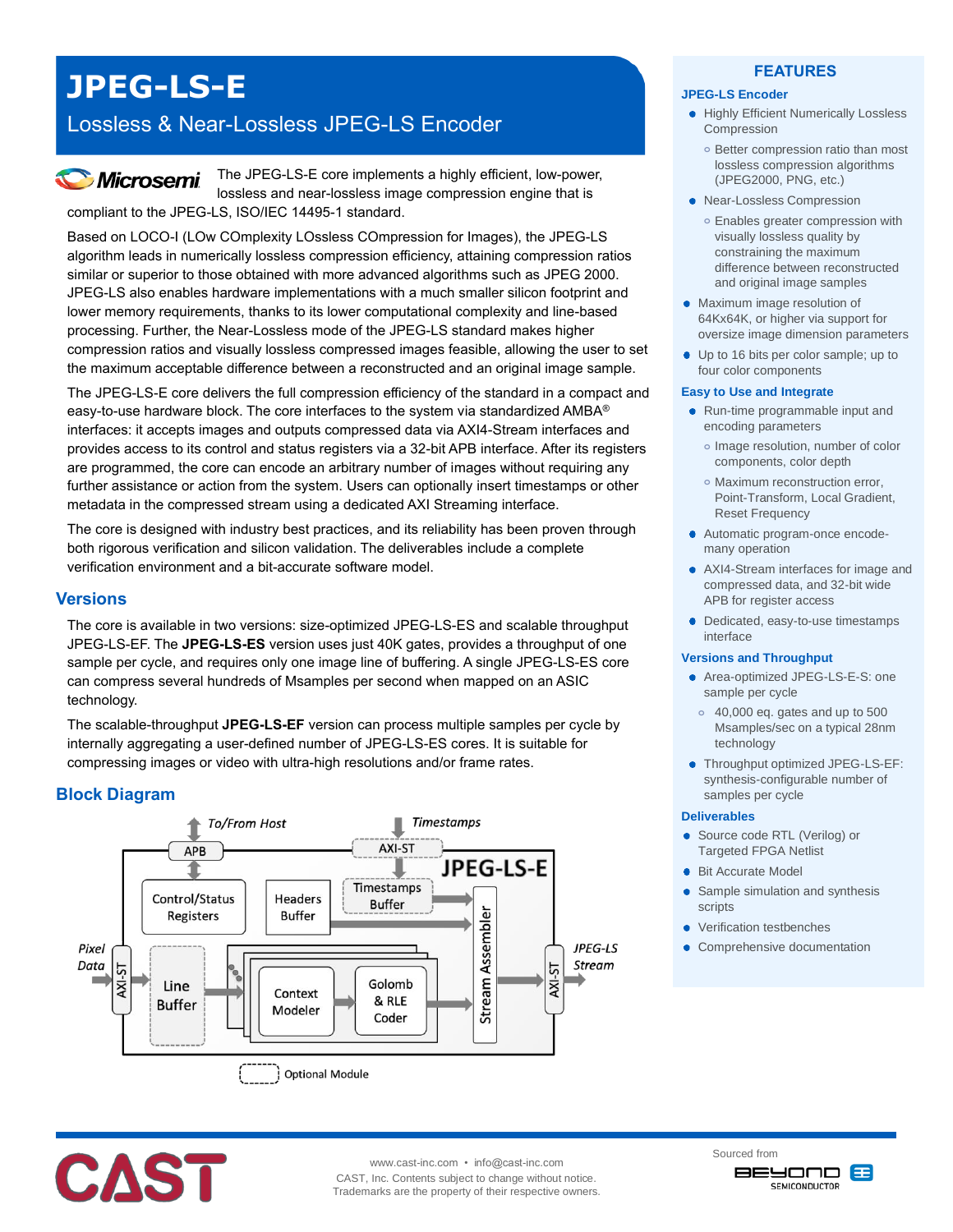# JPEG-LS-E

## Lossless & Near-Lossless JPEG-LS Encoder

Microsemi

The JPEG-LS-E core implements a highly efficient, low-power, lossless and near-lossless image compression engine that is compliant to the JPEG-LS, ISO/IEC 14495-1 standard.

Based on LOCO-I (LOw COmplexity LOssless COmpression for Images), the JPEG-LS algorithm leads in numerically lossless compression efficiency, attaining compression ratios similar or superior to those obtained with more advanced algorithms such as JPEG 2000. JPEG-LS also enables hardware implementations with a much smaller silicon footprint and lower memory requirements, thanks to its lower computational complexity and line-based processing. Further, the Near-Lossless mode of the JPEG-LS standard makes higher compression ratios and visually lossless compressed images feasible, allowing the user to set the maximum acceptable difference between a reconstructed and an original image sample.

The JPEG-LS-E core delivers the full compression efficiency of the standard in a compact and easy-to-use hardware block. The core interfaces to the system via standardized AMBA® interfaces: it accepts images and outputs compressed data via AXI4-Stream interfaces and provides access to its control and status registers via a 32-bit APB interface. After its registers are programmed, the core can encode an arbitrary number of images without requiring any further assistance or action from the system. Users can optionally insert timestamps or other metadata in the compressed stream using a dedicated AXI Streaming interface.

The core is designed with industry best practices, and its reliability has been proven through both rigorous verification and silicon validation. The deliverables include a complete verification environment and a bit-accurate software model.

## Versions

The core is available in two versions: size-optimized JPEG-LS-ES and scalable throughput JPEG-LS-EF. The **JPEG-LS-ES** version uses just 40K gates, provides a throughput of one sample per cycle, and requires only one image line of buffering. A single JPEG-LS-ES core can compress several hundreds of Msamples per second when mapped on an ASIC technology.

The scalable-throughput **JPEG-LS-EF** version can process multiple samples per cycle by internally aggregating a user-defined number of JPEG-LS-ES cores. It is suitable for compressing images or video with ultra-high resolutions and/or frame rates.

## Block Diagram

To/From Host — APB — Control/Status Registers; Headers Buffer; Timestamps — AXI-ST — Timestamps Buffer; JPEG-LS-E

Pixel Data — AXI-ST — Line Buffer — Context Modeler — Golomb & RLE Coder — Stream Assembler — AXI-ST — JPEG-LS Stream

Optional Module

## FEATURES

### JPEG-LS Encoder

- Highly Efficient Numerically Lossless Compression
  - Better compression ratio than most lossless compression algorithms (JPEG2000, PNG, etc.)
- Near-Lossless Compression
  - Enables greater compression with visually lossless quality by constraining the maximum difference between reconstructed and original image samples
- Maximum image resolution of 64Kx64K, or higher via support for oversize image dimension parameters
- Up to 16 bits per color sample; up to four color components

### Easy to Use and Integrate

- Run-time programmable input and encoding parameters
  - Image resolution, number of color components, color depth
  - Maximum reconstruction error, Point-Transform, Local Gradient, Reset Frequency
- Automatic program-once encode-many operation
- AXI4-Stream interfaces for image and compressed data, and 32-bit wide APB for register access
- Dedicated, easy-to-use timestamps interface

### Versions and Throughput

- Area-optimized JPEG-LS-E-S: one sample per cycle
  - 40,000 eq. gates and up to 500 Msamples/sec on a typical 28nm technology
- Throughput optimized JPEG-LS-EF: synthesis-configurable number of samples per cycle

### Deliverables

- Source code RTL (Verilog) or Targeted FPGA Netlist
- Bit Accurate Model
- Sample simulation and synthesis scripts
- Verification testbenches
- Comprehensive documentation

CAST

www.cast-inc.com • info@cast-inc.com
CAST, Inc. Contents subject to change without notice.
Trademarks are the property of their respective owners.

Sourced from BEYOND SEMICONDUCTOR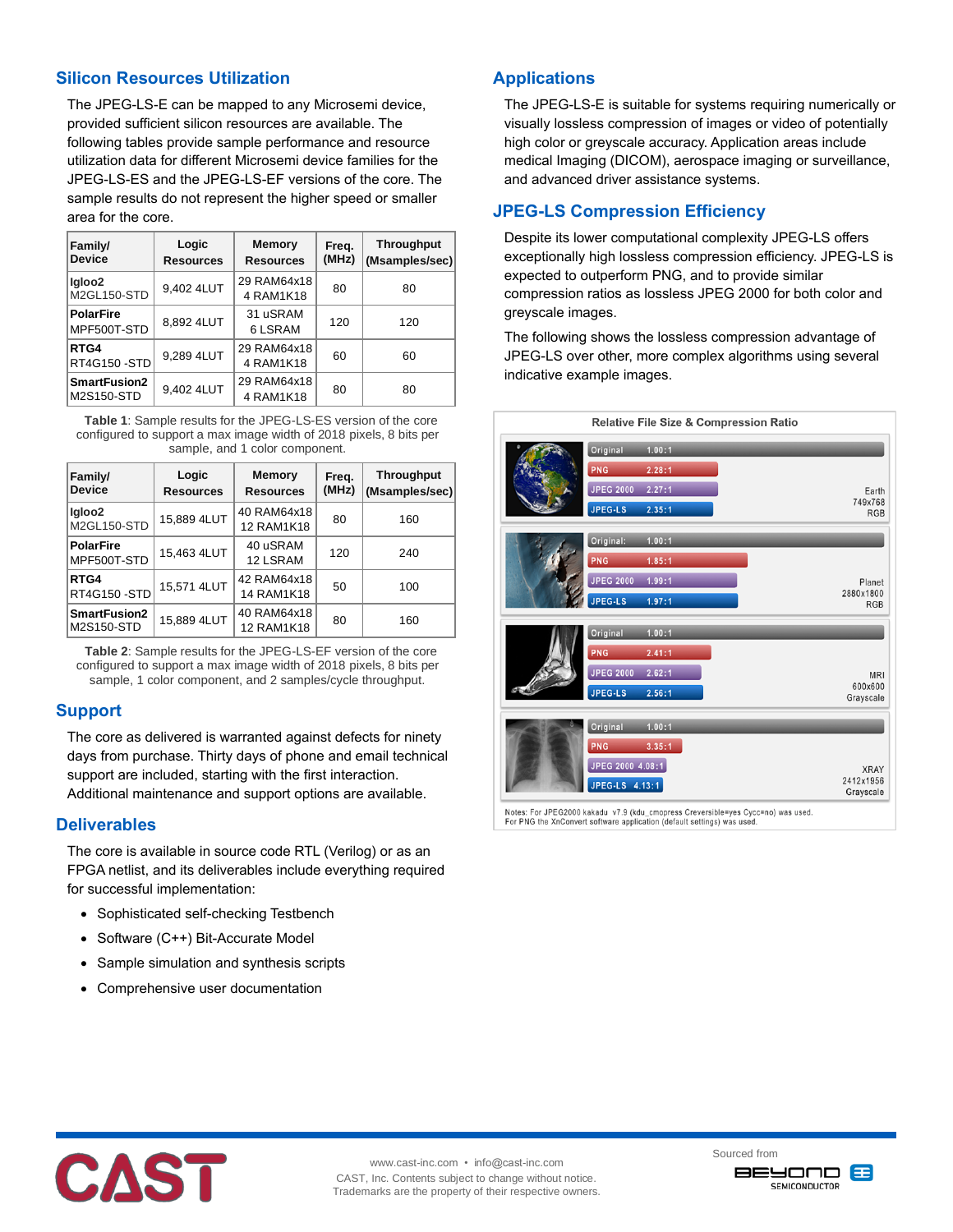## Silicon Resources Utilization

The JPEG-LS-E can be mapped to any Microsemi device, provided sufficient silicon resources are available. The following tables provide sample performance and resource utilization data for different Microsemi device families for the JPEG-LS-ES and the JPEG-LS-EF versions of the core. The sample results do not represent the higher speed or smaller area for the core.

| Family/ Device | Logic Resources | Memory Resources | Freq. (MHz) | Throughput (Msamples/sec) |
|---|---|---|---|---|
| **Igloo2** M2GL150-STD | 9,402 4LUT | 29 RAM64x18 4 RAM1K18 | 80 | 80 |
| **PolarFire** MPF500T-STD | 8,892 4LUT | 31 uSRAM 6 LSRAM | 120 | 120 |
| **RTG4** RT4G150 -STD | 9,289 4LUT | 29 RAM64x18 4 RAM1K18 | 60 | 60 |
| **SmartFusion2** M2S150-STD | 9,402 4LUT | 29 RAM64x18 4 RAM1K18 | 80 | 80 |

**Table 1**: Sample results for the JPEG-LS-ES version of the core configured to support a max image width of 2018 pixels, 8 bits per sample, and 1 color component.

| Family/ Device | Logic Resources | Memory Resources | Freq. (MHz) | Throughput (Msamples/sec) |
|---|---|---|---|---|
| **Igloo2** M2GL150-STD | 15,889 4LUT | 40 RAM64x18 12 RAM1K18 | 80 | 160 |
| **PolarFire** MPF500T-STD | 15,463 4LUT | 40 uSRAM 12 LSRAM | 120 | 240 |
| **RTG4** RT4G150 -STD | 15,571 4LUT | 42 RAM64x18 14 RAM1K18 | 50 | 100 |
| **SmartFusion2** M2S150-STD | 15,889 4LUT | 40 RAM64x18 12 RAM1K18 | 80 | 160 |

**Table 2**: Sample results for the JPEG-LS-EF version of the core configured to support a max image width of 2018 pixels, 8 bits per sample, 1 color component, and 2 samples/cycle throughput.

## Support

The core as delivered is warranted against defects for ninety days from purchase. Thirty days of phone and email technical support are included, starting with the first interaction. Additional maintenance and support options are available.

## Deliverables

The core is available in source code RTL (Verilog) or as an FPGA netlist, and its deliverables include everything required for successful implementation:

- Sophisticated self-checking Testbench
- Software (C++) Bit-Accurate Model
- Sample simulation and synthesis scripts
- Comprehensive user documentation

## Applications

The JPEG-LS-E is suitable for systems requiring numerically or visually lossless compression of images or video of potentially high color or greyscale accuracy. Application areas include medical Imaging (DICOM), aerospace imaging or surveillance, and advanced driver assistance systems.

## JPEG-LS Compression Efficiency

Despite its lower computational complexity JPEG-LS offers exceptionally high lossless compression efficiency. JPEG-LS is expected to outperform PNG, and to provide similar compression ratios as lossless JPEG 2000 for both color and greyscale images.

The following shows the lossless compression advantage of JPEG-LS over other, more complex algorithms using several indicative example images.

Relative File Size & Compression Ratio

Earth 749x768 RGB
Original 1.00:1
PNG 2.28:1
JPEG 2000 2.27:1
JPEG-LS 2.35:1

Planet 2880x1800 RGB
Original: 1.00:1
PNG 1.85:1
JPEG 2000 1.99:1
JPEG-LS 1.97:1

MRI 600x600 Grayscale
Original 1.00:1
PNG 2.41:1
JPEG 2000 2.62:1
JPEG-LS 2.56:1

XRAY 2412x1956 Grayscale
Original 1.00:1
PNG 3.35:1
JPEG 2000 4.08:1
JPEG-LS 4.13:1

Notes: For JPEG2000 kakadu v7.9 (kdu_compress Creversible=yes Cycc=no) was used.
For PNG the XnConvert software application (default settings) was used.

www.cast-inc.com • info@cast-inc.com
CAST, Inc. Contents subject to change without notice.
Trademarks are the property of their respective owners.

Sourced from BEYOND SEMICONDUCTOR